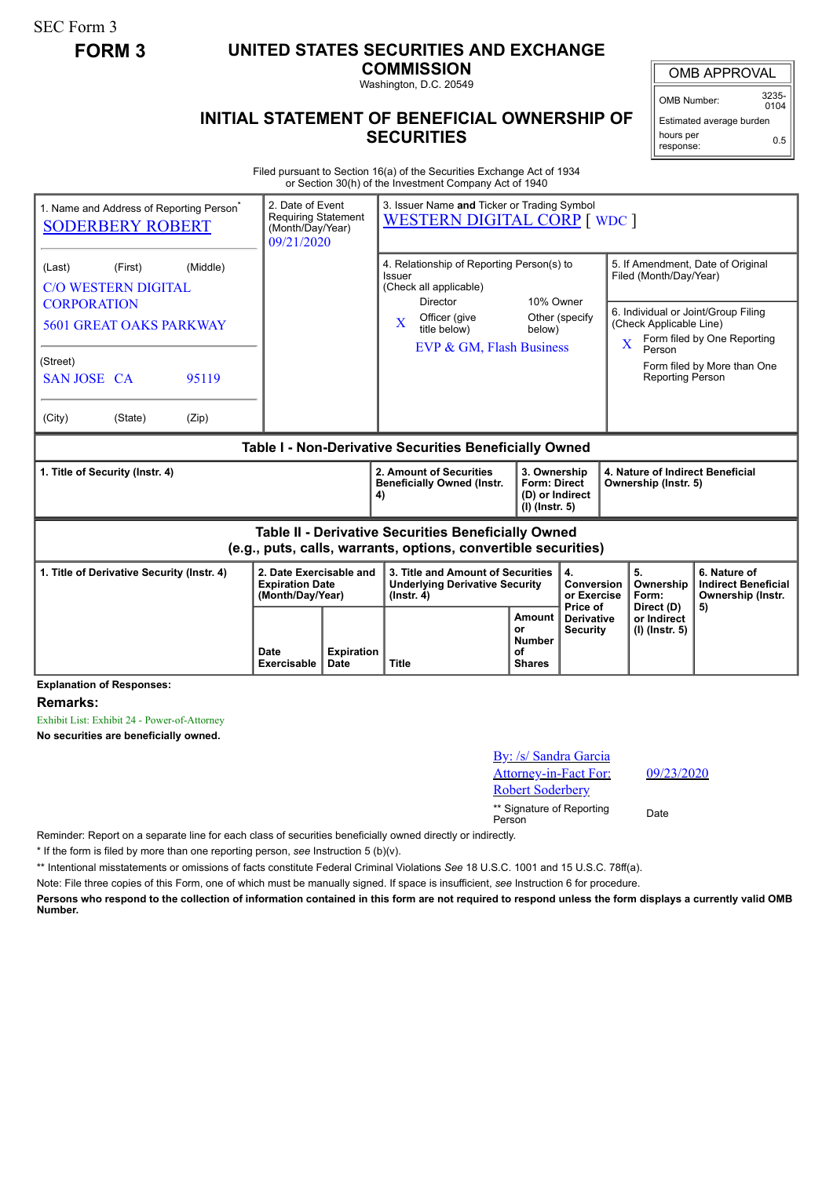SEC Form 3

**FORM 3**

# UNITED STATES SECURITIES AND EXCHANGE COMMISSION

Washington, D.C. 20549

## INITIAL STATEMENT OF BENEFICIAL OWNERSHIP OF SECURITIES

| OMB APPROVAL | |
|---|---|
| OMB Number: | 3235-0104 |
| Estimated average burden hours per response: | 0.5 |

Filed pursuant to Section 16(a) of the Securities Exchange Act of 1934 or Section 30(h) of the Investment Company Act of 1940

| 1. Name and Address of Reporting Person* | 2. Date of Event Requiring Statement (Month/Day/Year) | 3. Issuer Name **and** Ticker or Trading Symbol |
|---|---|---|
| SODERBERY ROBERT | 09/21/2020 | WESTERN DIGITAL CORP [ WDC ] |
| (Last) (First) (Middle) C/O WESTERN DIGITAL CORPORATION 5601 GREAT OAKS PARKWAY | | 4. Relationship of Reporting Person(s) to Issuer (Check all applicable) Director; 10% Owner; X Officer (give title below); Other (specify below) — EVP & GM, Flash Business |
| (Street) SAN JOSE CA 95119 | | 5. If Amendment, Date of Original Filed (Month/Day/Year) |
| (City) (State) (Zip) | | 6. Individual or Joint/Group Filing (Check Applicable Line) X Form filed by One Reporting Person; Form filed by More than One Reporting Person |

### Table I - Non-Derivative Securities Beneficially Owned

| 1. Title of Security (Instr. 4) | 2. Amount of Securities Beneficially Owned (Instr. 4) | 3. Ownership Form: Direct (D) or Indirect (I) (Instr. 5) | 4. Nature of Indirect Beneficial Ownership (Instr. 5) |
|---|---|---|---|

### Table II - Derivative Securities Beneficially Owned (e.g., puts, calls, warrants, options, convertible securities)

| 1. Title of Derivative Security (Instr. 4) | 2. Date Exercisable and Expiration Date (Month/Day/Year) | | 3. Title and Amount of Securities Underlying Derivative Security (Instr. 4) | | 4. Conversion or Exercise Price of Derivative Security | 5. Ownership Form: Direct (D) or Indirect (I) (Instr. 5) | 6. Nature of Indirect Beneficial Ownership (Instr. 5) |
|---|---|---|---|---|---|---|---|
| | Date Exercisable | Expiration Date | Title | Amount or Number of Shares | | | |

**Explanation of Responses:**

**Remarks:**

Exhibit List: Exhibit 24 - Power-of-Attorney

**No securities are beneficially owned.**

| By: /s/ Sandra Garcia Attorney-in-Fact For: Robert Soderbery | 09/23/2020 |
|---|---|
| ** Signature of Reporting Person | Date |

Reminder: Report on a separate line for each class of securities beneficially owned directly or indirectly.

* If the form is filed by more than one reporting person, *see* Instruction 5 (b)(v).

** Intentional misstatements or omissions of facts constitute Federal Criminal Violations *See* 18 U.S.C. 1001 and 15 U.S.C. 78ff(a).

Note: File three copies of this Form, one of which must be manually signed. If space is insufficient, *see* Instruction 6 for procedure.

**Persons who respond to the collection of information contained in this form are not required to respond unless the form displays a currently valid OMB Number.**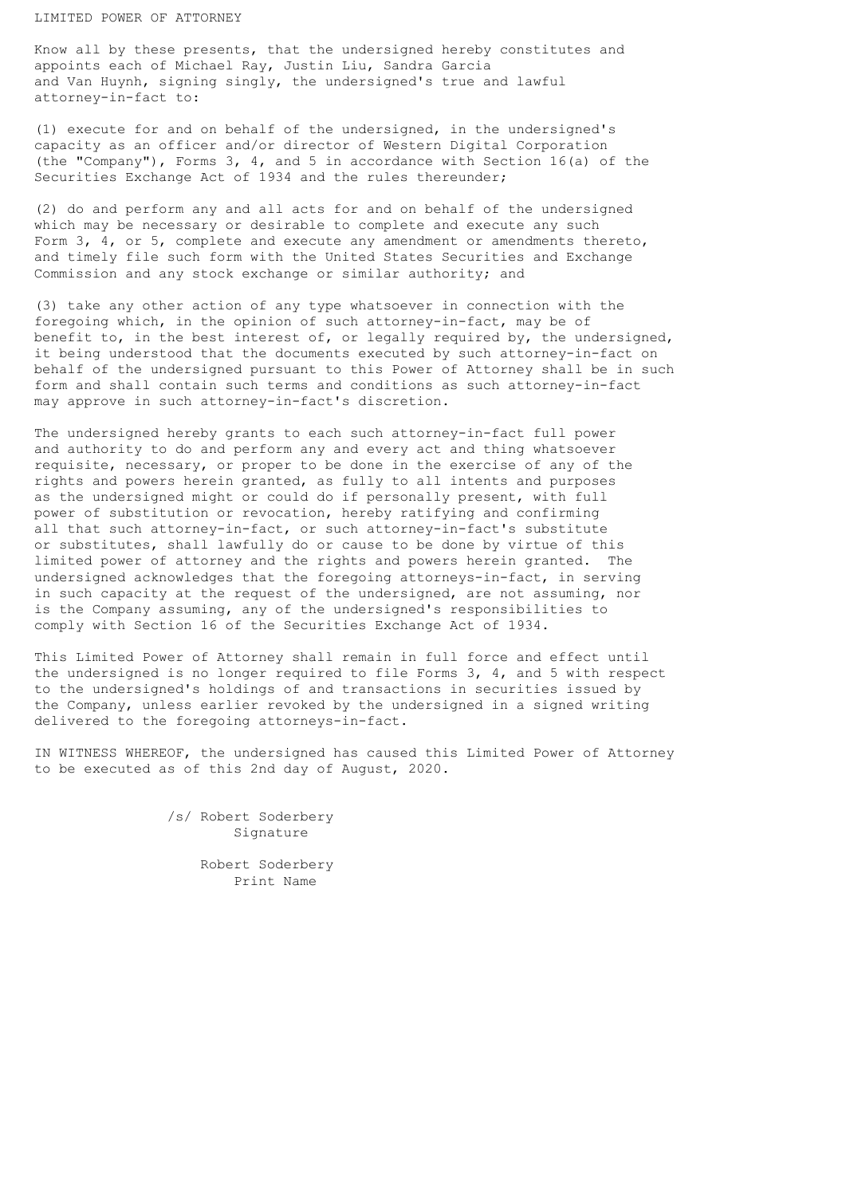LIMITED POWER OF ATTORNEY

Know all by these presents, that the undersigned hereby constitutes and appoints each of Michael Ray, Justin Liu, Sandra Garcia and Van Huynh, signing singly, the undersigned's true and lawful attorney-in-fact to:

(1) execute for and on behalf of the undersigned, in the undersigned's capacity as an officer and/or director of Western Digital Corporation (the "Company"), Forms 3, 4, and 5 in accordance with Section 16(a) of the Securities Exchange Act of 1934 and the rules thereunder;

(2) do and perform any and all acts for and on behalf of the undersigned which may be necessary or desirable to complete and execute any such Form 3, 4, or 5, complete and execute any amendment or amendments thereto, and timely file such form with the United States Securities and Exchange Commission and any stock exchange or similar authority; and

(3) take any other action of any type whatsoever in connection with the foregoing which, in the opinion of such attorney-in-fact, may be of benefit to, in the best interest of, or legally required by, the undersigned, it being understood that the documents executed by such attorney-in-fact on behalf of the undersigned pursuant to this Power of Attorney shall be in such form and shall contain such terms and conditions as such attorney-in-fact may approve in such attorney-in-fact's discretion.

The undersigned hereby grants to each such attorney-in-fact full power and authority to do and perform any and every act and thing whatsoever requisite, necessary, or proper to be done in the exercise of any of the rights and powers herein granted, as fully to all intents and purposes as the undersigned might or could do if personally present, with full power of substitution or revocation, hereby ratifying and confirming all that such attorney-in-fact, or such attorney-in-fact's substitute or substitutes, shall lawfully do or cause to be done by virtue of this limited power of attorney and the rights and powers herein granted. The undersigned acknowledges that the foregoing attorneys-in-fact, in serving in such capacity at the request of the undersigned, are not assuming, nor is the Company assuming, any of the undersigned's responsibilities to comply with Section 16 of the Securities Exchange Act of 1934.

This Limited Power of Attorney shall remain in full force and effect until the undersigned is no longer required to file Forms 3, 4, and 5 with respect to the undersigned's holdings of and transactions in securities issued by the Company, unless earlier revoked by the undersigned in a signed writing delivered to the foregoing attorneys-in-fact.

IN WITNESS WHEREOF, the undersigned has caused this Limited Power of Attorney to be executed as of this 2nd day of August, 2020.

/s/ Robert Soderbery
Signature

Robert Soderbery
Print Name